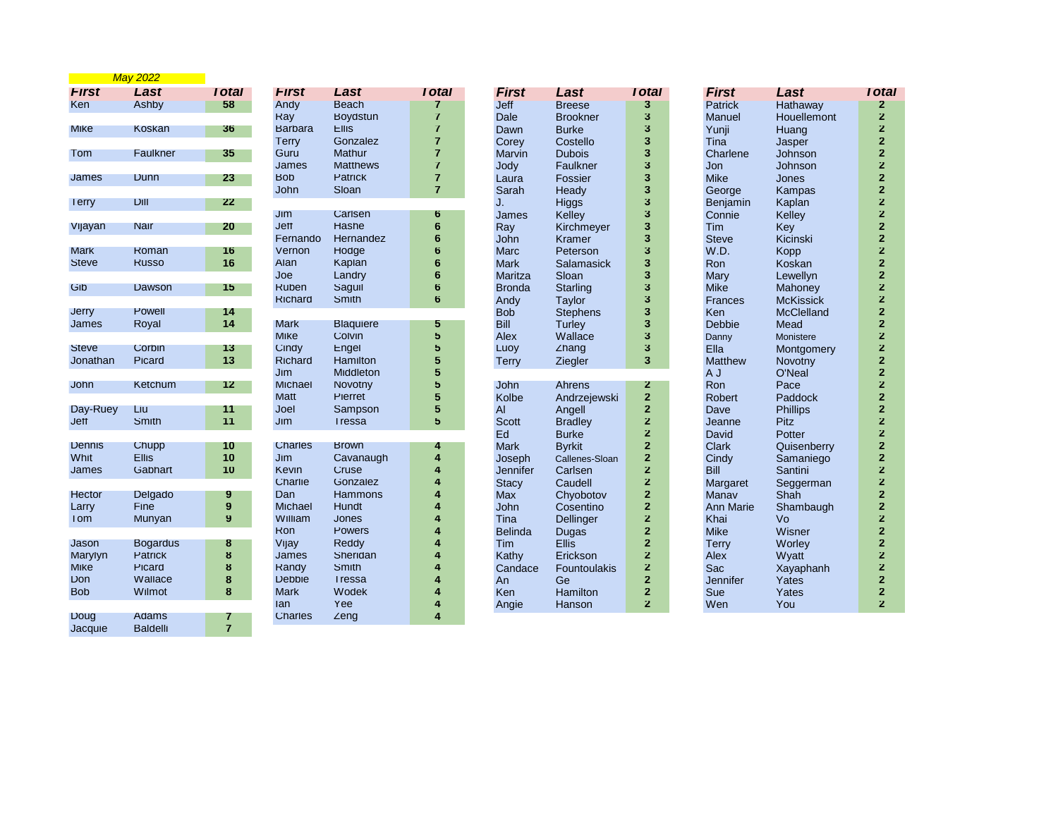May 2022

| First | Last | Total |
|---|---|---|
| Ken | Ashby | 58 |
| Mike | Koskan | 36 |
| Tom | Faulkner | 35 |
| James | Dunn | 23 |
| Terry | Dill | 22 |
| Vijayan | Nair | 20 |
| Mark | Roman | 16 |
| Steve | Russo | 16 |
| Gib | Dawson | 15 |
| Jerry | Powell | 14 |
| James | Royal | 14 |
| Steve | Corbin | 13 |
| Jonathan | Picard | 13 |
| John | Ketchum | 12 |
| Day-Ruey | Liu | 11 |
| Jeff | Smith | 11 |
| Dennis | Chupp | 10 |
| Whit | Ellis | 10 |
| James | Gabhart | 10 |
| Hector | Delgado | 9 |
| Larry | Fine | 9 |
| Tom | Munyan | 9 |
| Jason | Bogardus | 8 |
| Marylyn | Patrick | 8 |
| Mike | Picard | 8 |
| Don | Wallace | 8 |
| Bob | Wilmot | 8 |
| Doug | Adams | 7 |
| Jacquie | Baldelli | 7 |

| First | Last | Total |
|---|---|---|
| Andy | Beach | 7 |
| Ray | Boydstun | 7 |
| Barbara | Ellis | 7 |
| Terry | Gonzalez | 7 |
| Guru | Mathur | 7 |
| James | Matthews | 7 |
| Bob | Patrick | 7 |
| John | Sloan | 7 |
| Jim | Carlsen | 6 |
| Jeff | Hashe | 6 |
| Fernando | Hernandez | 6 |
| Vernon | Hodge | 6 |
| Alan | Kaplan | 6 |
| Joe | Landry | 6 |
| Ruben | Saguil | 6 |
| Richard | Smith | 6 |
| Mark | Blaquiere | 5 |
| Mike | Colvin | 5 |
| Cindy | Engel | 5 |
| Richard | Hamilton | 5 |
| Jim | Middleton | 5 |
| Michael | Novotny | 5 |
| Matt | Pierret | 5 |
| Joel | Sampson | 5 |
| Jim | Tressa | 5 |
| Charles | Brown | 4 |
| Jim | Cavanaugh | 4 |
| Kevin | Cruse | 4 |
| Charlie | Gonzalez | 4 |
| Dan | Hammons | 4 |
| Michael | Hundt | 4 |
| William | Jones | 4 |
| Ron | Powers | 4 |
| Vijay | Reddy | 4 |
| James | Sheridan | 4 |
| Randy | Smith | 4 |
| Debbie | Tressa | 4 |
| Mark | Wodek | 4 |
| Ian | Yee | 4 |
| Charles | Zeng | 4 |

| First | Last | Total |
|---|---|---|
| Jeff | Breese | 3 |
| Dale | Brookner | 3 |
| Dawn | Burke | 3 |
| Corey | Costello | 3 |
| Marvin | Dubois | 3 |
| Jody | Faulkner | 3 |
| Laura | Fossier | 3 |
| Sarah | Heady | 3 |
| J. | Higgs | 3 |
| James | Kelley | 3 |
| Ray | Kirchmeyer | 3 |
| John | Kramer | 3 |
| Marc | Peterson | 3 |
| Mark | Salamasick | 3 |
| Maritza | Sloan | 3 |
| Bronda | Starling | 3 |
| Andy | Taylor | 3 |
| Bob | Stephens | 3 |
| Bill | Turley | 3 |
| Alex | Wallace | 3 |
| Luoy | Zhang | 3 |
| Terry | Ziegler | 3 |
| John | Ahrens | 2 |
| Kolbe | Andrzejewski | 2 |
| Al | Angell | 2 |
| Scott | Bradley | 2 |
| Ed | Burke | 2 |
| Mark | Byrkit | 2 |
| Joseph | Callenes-Sloan | 2 |
| Jennifer | Carlsen | 2 |
| Stacy | Caudell | 2 |
| Max | Chyobotov | 2 |
| John | Cosentino | 2 |
| Tina | Dellinger | 2 |
| Belinda | Dugas | 2 |
| Tim | Ellis | 2 |
| Kathy | Erickson | 2 |
| Candace | Fountoulakis | 2 |
| An | Ge | 2 |
| Ken | Hamilton | 2 |
| Angie | Hanson | 2 |

| First | Last | Total |
|---|---|---|
| Patrick | Hathaway | 2 |
| Manuel | Houellemont | 2 |
| Yunji | Huang | 2 |
| Tina | Jasper | 2 |
| Charlene | Johnson | 2 |
| Jon | Johnson | 2 |
| Mike | Jones | 2 |
| George | Kampas | 2 |
| Benjamin | Kaplan | 2 |
| Connie | Kelley | 2 |
| Tim | Key | 2 |
| Steve | Kicinski | 2 |
| W.D. | Kopp | 2 |
| Ron | Koskan | 2 |
| Mary | Lewellyn | 2 |
| Mike | Mahoney | 2 |
| Frances | McKissick | 2 |
| Ken | McClelland | 2 |
| Debbie | Mead | 2 |
| Danny | Monistere | 2 |
| Ella | Montgomery | 2 |
| Matthew | Novotny | 2 |
| A J | O'Neal | 2 |
| Ron | Pace | 2 |
| Robert | Paddock | 2 |
| Dave | Phillips | 2 |
| Jeanne | Pitz | 2 |
| David | Potter | 2 |
| Clark | Quisenberry | 2 |
| Cindy | Samaniego | 2 |
| Bill | Santini | 2 |
| Margaret | Seggerman | 2 |
| Manav | Shah | 2 |
| Ann Marie | Shambaugh | 2 |
| Khai | Vo | 2 |
| Mike | Wisner | 2 |
| Terry | Worley | 2 |
| Alex | Wyatt | 2 |
| Sac | Xayaphanh | 2 |
| Jennifer | Yates | 2 |
| Sue | Yates | 2 |
| Wen | You | 2 |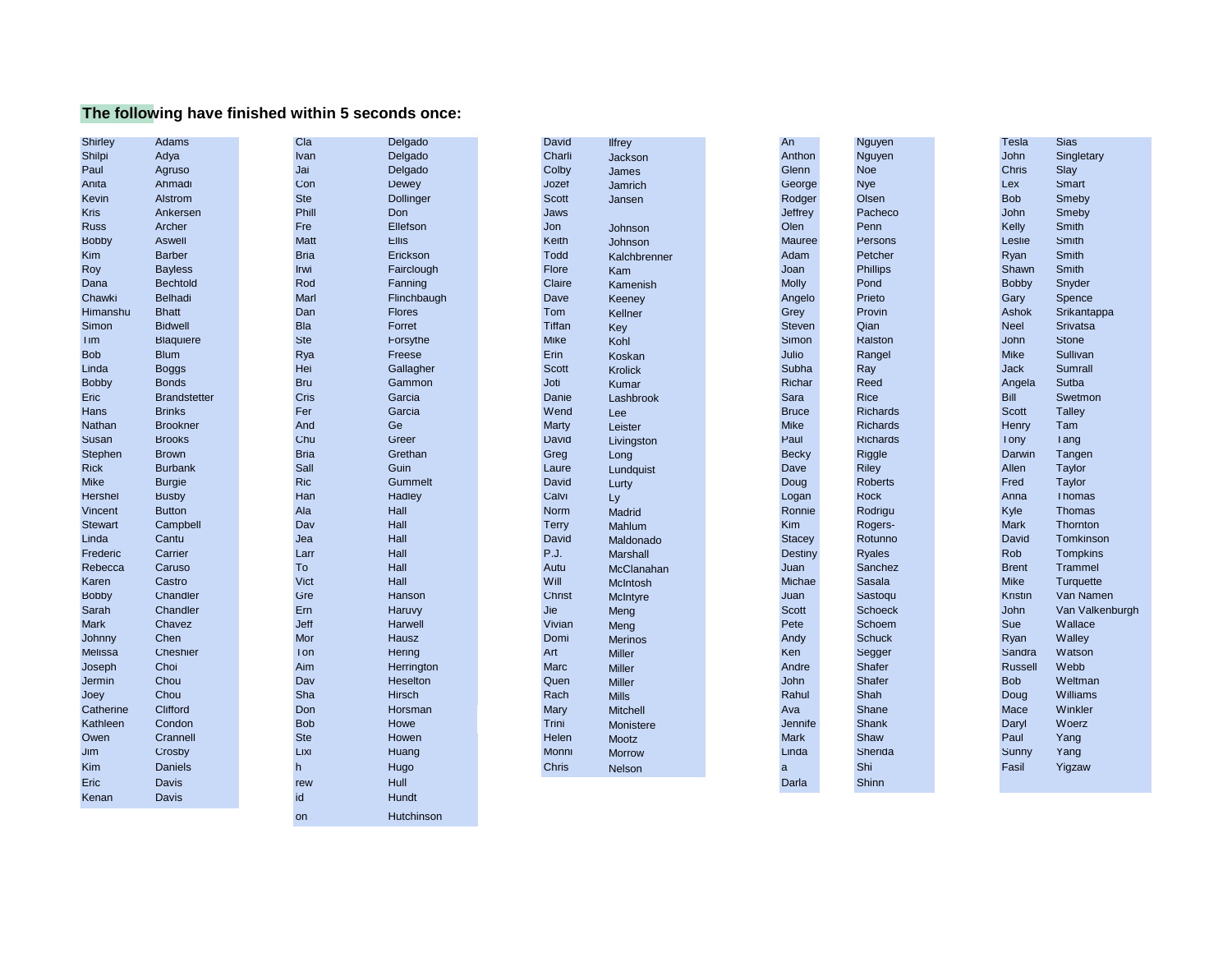**The following have finished within 5 seconds once:**

| | |
|---|---|
| Shirley | Adams |
| Shilpi | Adya |
| Paul | Agruso |
| Anita | Ahmadi |
| Kevin | Alstrom |
| Kris | Ankersen |
| Russ | Archer |
| Bobby | Aswell |
| Kim | Barber |
| Roy | Bayless |
| Dana | Bechtold |
| Chawki | Belhadi |
| Himanshu | Bhatt |
| Simon | Bidwell |
| Tim | Blaquiere |
| Bob | Blum |
| Linda | Boggs |
| Bobby | Bonds |
| Eric | Brandstetter |
| Hans | Brinks |
| Nathan | Brookner |
| Susan | Brooks |
| Stephen | Brown |
| Rick | Burbank |
| Mike | Burgie |
| Hershel | Busby |
| Vincent | Button |
| Stewart | Campbell |
| Linda | Cantu |
| Frederic | Carrier |
| Rebecca | Caruso |
| Karen | Castro |
| Bobby | Chandler |
| Sarah | Chandler |
| Mark | Chavez |
| Johnny | Chen |
| Melissa | Cheshier |
| Joseph | Choi |
| Jermin | Chou |
| Joey | Chou |
| Catherine | Clifford |
| Kathleen | Condon |
| Owen | Crannell |
| Jim | Crosby |
| Kim | Daniels |
| Eric | Davis |
| Kenan | Davis |

| | |
|---|---|
| Cla | Delgado |
| Ivan | Delgado |
| Jai | Delgado |
| Con | Dewey |
| Ste | Dollinger |
| Phill | Don |
| Fre | Ellefson |
| Matt | Ellis |
| Bria | Erickson |
| Irwi | Fairclough |
| Rod | Fanning |
| Marl | Flinchbaugh |
| Dan | Flores |
| Bla | Forret |
| Ste | Forsythe |
| Rya | Freese |
| Hei | Gallagher |
| Bru | Gammon |
| Cris | Garcia |
| Fer | Garcia |
| And | Ge |
| Chu | Greer |
| Bria | Grethan |
| Sall | Guin |
| Ric | Gummelt |
| Han | Hadley |
| Ala | Hall |
| Dav | Hall |
| Jea | Hall |
| Larr | Hall |
| To | Hall |
| Vict | Hall |
| Gre | Hanson |
| Ern | Haruvy |
| Jeff | Harwell |
| Mor | Hausz |
| Ton | Hering |
| Aim | Herrington |
| Dav | Heselton |
| Sha | Hirsch |
| Don | Horsman |
| Bob | Howe |
| Ste | Howen |
| Lixi | Huang |
| h | Hugo |
| rew | Hull |
| id | Hundt |
| on | Hutchinson |

| | |
|---|---|
| David | Ilfrey |
| Charli | Jackson |
| Colby | James |
| Jozef | Jamrich |
| Scott | Jansen |
| Jaws | |
| Jon | Johnson |
| Keith | Johnson |
| Todd | Kalchbrenner |
| Flore | Kam |
| Claire | Kamenish |
| Dave | Keeney |
| Tom | Kellner |
| Tiffan | Key |
| Mike | Kohl |
| Erin | Koskan |
| Scott | Krolick |
| Joti | Kumar |
| Danie | Lashbrook |
| Wend | Lee |
| Marty | Leister |
| David | Livingston |
| Greg | Long |
| Laure | Lundquist |
| David | Lurty |
| Calvi | Ly |
| Norm | Madrid |
| Terry | Mahlum |
| David | Maldonado |
| P.J. | Marshall |
| Autu | McClanahan |
| Will | McIntosh |
| Christ | McIntyre |
| Jie | Meng |
| Vivian | Meng |
| Domi | Merinos |
| Art | Miller |
| Marc | Miller |
| Quen | Miller |
| Rach | Mills |
| Mary | Mitchell |
| Trini | Monistere |
| Helen | Mootz |
| Monni | Morrow |
| Chris | Nelson |

| | |
|---|---|
| An | Nguyen |
| Anthon | Nguyen |
| Glenn | Noe |
| George | Nye |
| Rodger | Olsen |
| Jeffrey | Pacheco |
| Olen | Penn |
| Mauree | Persons |
| Adam | Petcher |
| Joan | Phillips |
| Molly | Pond |
| Angelo | Prieto |
| Grey | Provin |
| Steven | Qian |
| Simon | Ralston |
| Julio | Rangel |
| Subha | Ray |
| Richar | Reed |
| Sara | Rice |
| Bruce | Richards |
| Mike | Richards |
| Paul | Richards |
| Becky | Riggle |
| Dave | Riley |
| Doug | Roberts |
| Logan | Rock |
| Ronnie | Rodrigu |
| Kim | Rogers- |
| Stacey | Rotunno |
| Destiny | Ryales |
| Juan | Sanchez |
| Michae | Sasala |
| Juan | Sastoqu |
| Scott | Schoeck |
| Pete | Schoem |
| Andy | Schuck |
| Ken | Segger |
| Andre | Shafer |
| John | Shafer |
| Rahul | Shah |
| Ava | Shane |
| Jennife | Shank |
| Mark | Shaw |
| Linda | Sherida |
| a | Shi |
| Darla | Shinn |

| | |
|---|---|
| Tesla | Sias |
| John | Singletary |
| Chris | Slay |
| Lex | Smart |
| Bob | Smeby |
| John | Smeby |
| Kelly | Smith |
| Leslie | Smith |
| Ryan | Smith |
| Shawn | Smith |
| Bobby | Snyder |
| Gary | Spence |
| Ashok | Srikantappa |
| Neel | Srivatsa |
| John | Stone |
| Mike | Sullivan |
| Jack | Sumrall |
| Angela | Sutba |
| Bill | Swetmon |
| Scott | Talley |
| Henry | Tam |
| Tony | Tang |
| Darwin | Tangen |
| Allen | Taylor |
| Fred | Taylor |
| Anna | Thomas |
| Kyle | Thomas |
| Mark | Thornton |
| David | Tomkinson |
| Rob | Tompkins |
| Brent | Trammel |
| Mike | Turquette |
| Kristin | Van Namen |
| John | Van Valkenburgh |
| Sue | Wallace |
| Ryan | Walley |
| Sandra | Watson |
| Russell | Webb |
| Bob | Weltman |
| Doug | Williams |
| Mace | Winkler |
| Daryl | Woerz |
| Paul | Yang |
| Sunny | Yang |
| Fasil | Yigzaw |